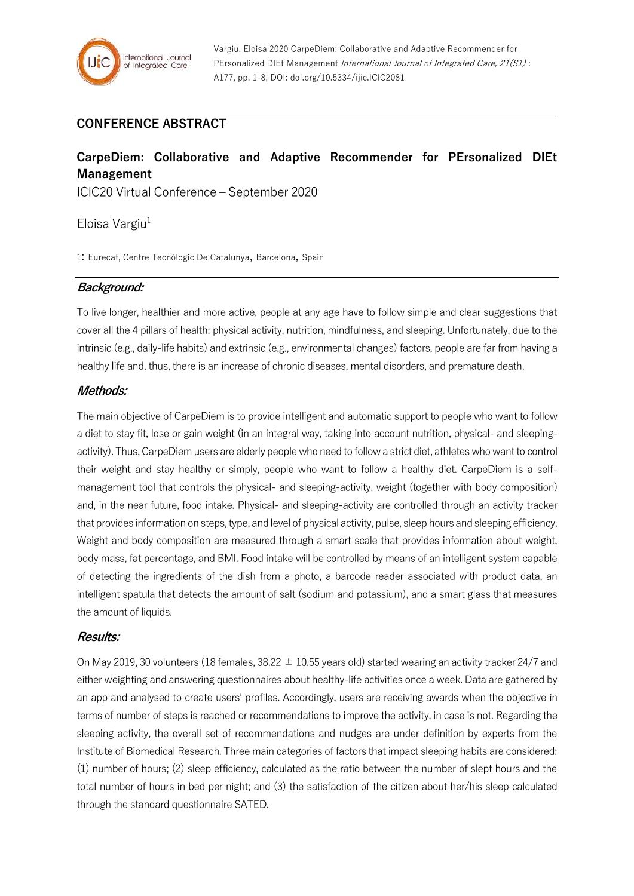Vargiu, Eloisa 2020 CarpeDiem: Collaborative and Adaptive Recommender for PErsonalized DIEt Management *International Journal of Integrated Care, 21(S1)* : A177, pp. 1-8, DOI: doi.org/10.5334/ijic.ICIC2081

## CONFERENCE ABSTRACT

# CarpeDiem: Collaborative and Adaptive Recommender for PErsonalized DIEt Management

ICIC20 Virtual Conference – September 2020

Eloisa Vargiu[1]

1: Eurecat, Centre Tecnòlogic De Catalunya, Barcelona, Spain

### *Background:*

To live longer, healthier and more active, people at any age have to follow simple and clear suggestions that cover all the 4 pillars of health: physical activity, nutrition, mindfulness, and sleeping. Unfortunately, due to the intrinsic (e.g., daily-life habits) and extrinsic (e.g., environmental changes) factors, people are far from having a healthy life and, thus, there is an increase of chronic diseases, mental disorders, and premature death.

### *Methods:*

The main objective of CarpeDiem is to provide intelligent and automatic support to people who want to follow a diet to stay fit, lose or gain weight (in an integral way, taking into account nutrition, physical- and sleeping-activity). Thus, CarpeDiem users are elderly people who need to follow a strict diet, athletes who want to control their weight and stay healthy or simply, people who want to follow a healthy diet. CarpeDiem is a self-management tool that controls the physical- and sleeping-activity, weight (together with body composition) and, in the near future, food intake. Physical- and sleeping-activity are controlled through an activity tracker that provides information on steps, type, and level of physical activity, pulse, sleep hours and sleeping efficiency. Weight and body composition are measured through a smart scale that provides information about weight, body mass, fat percentage, and BMI. Food intake will be controlled by means of an intelligent system capable of detecting the ingredients of the dish from a photo, a barcode reader associated with product data, an intelligent spatula that detects the amount of salt (sodium and potassium), and a smart glass that measures the amount of liquids.

### *Results:*

On May 2019, 30 volunteers (18 females, 38.22 ± 10.55 years old) started wearing an activity tracker 24/7 and either weighting and answering questionnaires about healthy-life activities once a week. Data are gathered by an app and analysed to create users' profiles. Accordingly, users are receiving awards when the objective in terms of number of steps is reached or recommendations to improve the activity, in case is not. Regarding the sleeping activity, the overall set of recommendations and nudges are under definition by experts from the Institute of Biomedical Research. Three main categories of factors that impact sleeping habits are considered: (1) number of hours; (2) sleep efficiency, calculated as the ratio between the number of slept hours and the total number of hours in bed per night; and (3) the satisfaction of the citizen about her/his sleep calculated through the standard questionnaire SATED.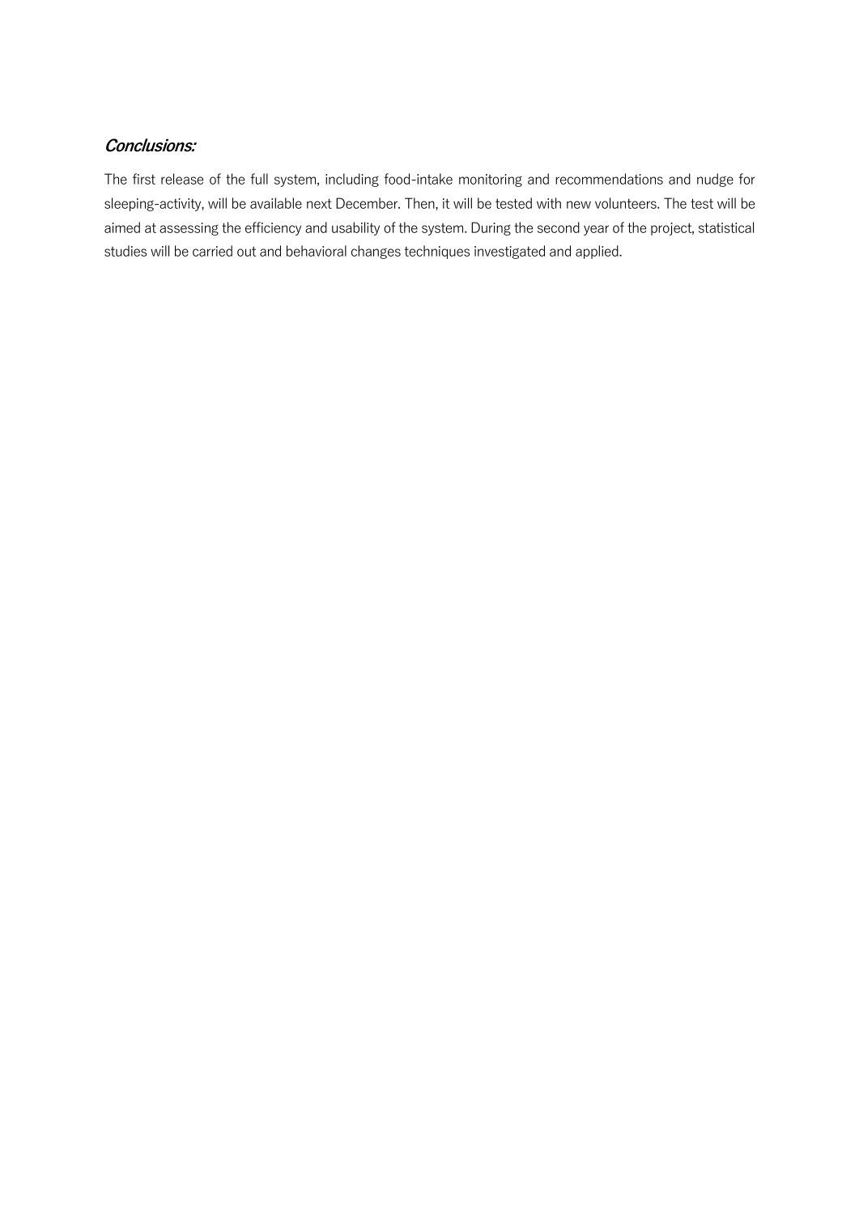### *Conclusions:*

The first release of the full system, including food-intake monitoring and recommendations and nudge for sleeping-activity, will be available next December. Then, it will be tested with new volunteers. The test will be aimed at assessing the efficiency and usability of the system. During the second year of the project, statistical studies will be carried out and behavioral changes techniques investigated and applied.